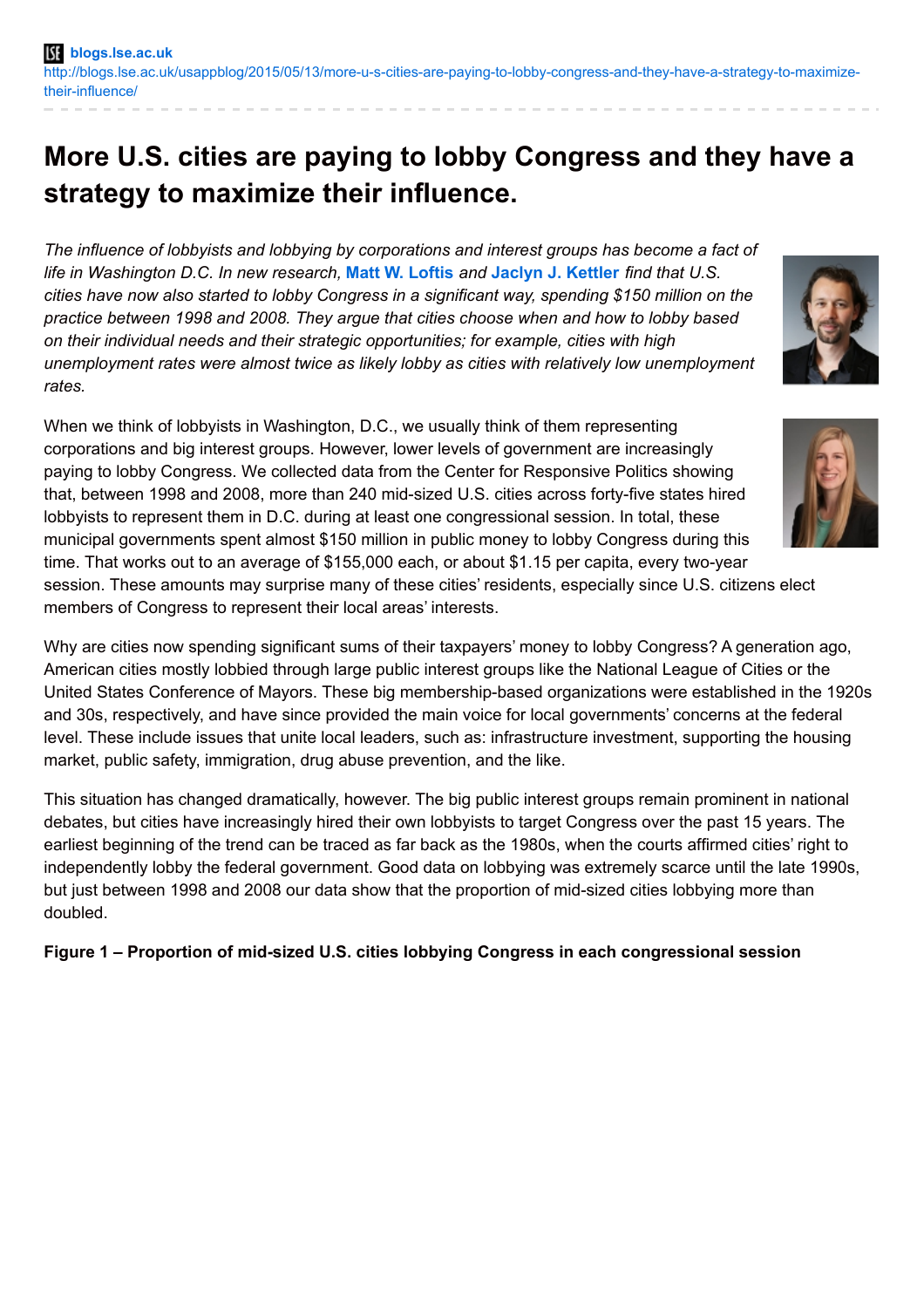blogs.lse.ac.uk

http://blogs.lse.ac.uk/usappblog/2015/05/13/more-u-s-cities-are-paying-to-lobby-congress-and-they-have-a-strategy-to-maximize-their-influence/

# More U.S. cities are paying to lobby Congress and they have a strategy to maximize their influence.

*The influence of lobbyists and lobbying by corporations and interest groups has become a fact of life in Washington D.C. In new research,* **Matt W. Loftis** *and* **Jaclyn J. Kettler** *find that U.S. cities have now also started to lobby Congress in a significant way, spending $150 million on the practice between 1998 and 2008. They argue that cities choose when and how to lobby based on their individual needs and their strategic opportunities; for example, cities with high unemployment rates were almost twice as likely lobby as cities with relatively low unemployment rates.*

When we think of lobbyists in Washington, D.C., we usually think of them representing corporations and big interest groups. However, lower levels of government are increasingly paying to lobby Congress. We collected data from the Center for Responsive Politics showing that, between 1998 and 2008, more than 240 mid-sized U.S. cities across forty-five states hired lobbyists to represent them in D.C. during at least one congressional session. In total, these municipal governments spent almost $150 million in public money to lobby Congress during this time. That works out to an average of $155,000 each, or about $1.15 per capita, every two-year session. These amounts may surprise many of these cities' residents, especially since U.S. citizens elect members of Congress to represent their local areas' interests.

Why are cities now spending significant sums of their taxpayers' money to lobby Congress? A generation ago, American cities mostly lobbied through large public interest groups like the National League of Cities or the United States Conference of Mayors. These big membership-based organizations were established in the 1920s and 30s, respectively, and have since provided the main voice for local governments' concerns at the federal level. These include issues that unite local leaders, such as: infrastructure investment, supporting the housing market, public safety, immigration, drug abuse prevention, and the like.

This situation has changed dramatically, however. The big public interest groups remain prominent in national debates, but cities have increasingly hired their own lobbyists to target Congress over the past 15 years. The earliest beginning of the trend can be traced as far back as the 1980s, when the courts affirmed cities' right to independently lobby the federal government. Good data on lobbying was extremely scarce until the late 1990s, but just between 1998 and 2008 our data show that the proportion of mid-sized cities lobbying more than doubled.

**Figure 1 – Proportion of mid-sized U.S. cities lobbying Congress in each congressional session**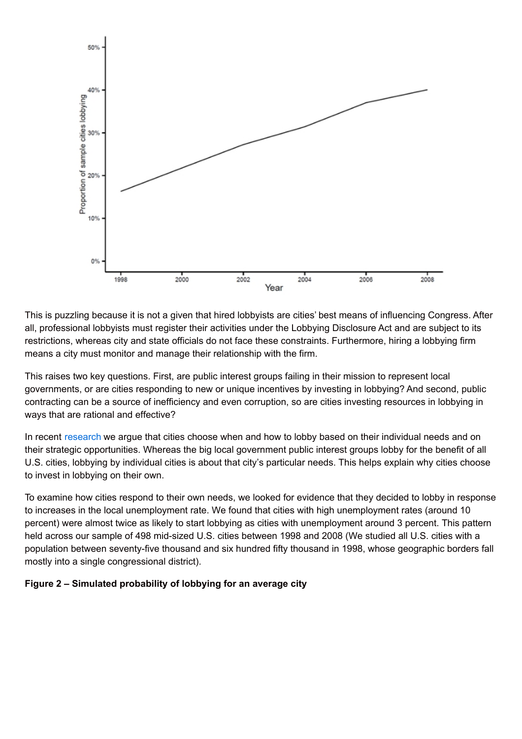This is puzzling because it is not a given that hired lobbyists are cities' best means of influencing Congress. After all, professional lobbyists must register their activities under the Lobbying Disclosure Act and are subject to its restrictions, whereas city and state officials do not face these constraints. Furthermore, hiring a lobbying firm means a city must monitor and manage their relationship with the firm.

This raises two key questions. First, are public interest groups failing in their mission to represent local governments, or are cities responding to new or unique incentives by investing in lobbying? And second, public contracting can be a source of inefficiency and even corruption, so are cities investing resources in lobbying in ways that are rational and effective?

In recent research we argue that cities choose when and how to lobby based on their individual needs and on their strategic opportunities. Whereas the big local government public interest groups lobby for the benefit of all U.S. cities, lobbying by individual cities is about that city's particular needs. This helps explain why cities choose to invest in lobbying on their own.

To examine how cities respond to their own needs, we looked for evidence that they decided to lobby in response to increases in the local unemployment rate. We found that cities with high unemployment rates (around 10 percent) were almost twice as likely to start lobbying as cities with unemployment around 3 percent. This pattern held across our sample of 498 mid-sized U.S. cities between 1998 and 2008 (We studied all U.S. cities with a population between seventy-five thousand and six hundred fifty thousand in 1998, whose geographic borders fall mostly into a single congressional district).

**Figure 2 – Simulated probability of lobbying for an average city**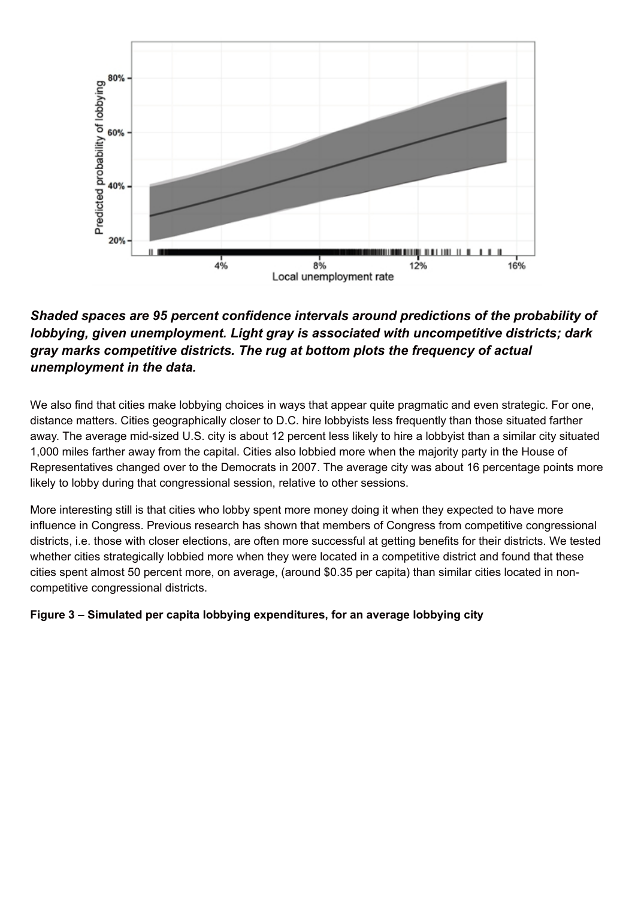***Shaded spaces are 95 percent confidence intervals around predictions of the probability of lobbying, given unemployment. Light gray is associated with uncompetitive districts; dark gray marks competitive districts. The rug at bottom plots the frequency of actual unemployment in the data.***

We also find that cities make lobbying choices in ways that appear quite pragmatic and even strategic. For one, distance matters. Cities geographically closer to D.C. hire lobbyists less frequently than those situated farther away. The average mid-sized U.S. city is about 12 percent less likely to hire a lobbyist than a similar city situated 1,000 miles farther away from the capital. Cities also lobbied more when the majority party in the House of Representatives changed over to the Democrats in 2007. The average city was about 16 percentage points more likely to lobby during that congressional session, relative to other sessions.

More interesting still is that cities who lobby spent more money doing it when they expected to have more influence in Congress. Previous research has shown that members of Congress from competitive congressional districts, i.e. those with closer elections, are often more successful at getting benefits for their districts. We tested whether cities strategically lobbied more when they were located in a competitive district and found that these cities spent almost 50 percent more, on average, (around $0.35 per capita) than similar cities located in non-competitive congressional districts.

**Figure 3 – Simulated per capita lobbying expenditures, for an average lobbying city**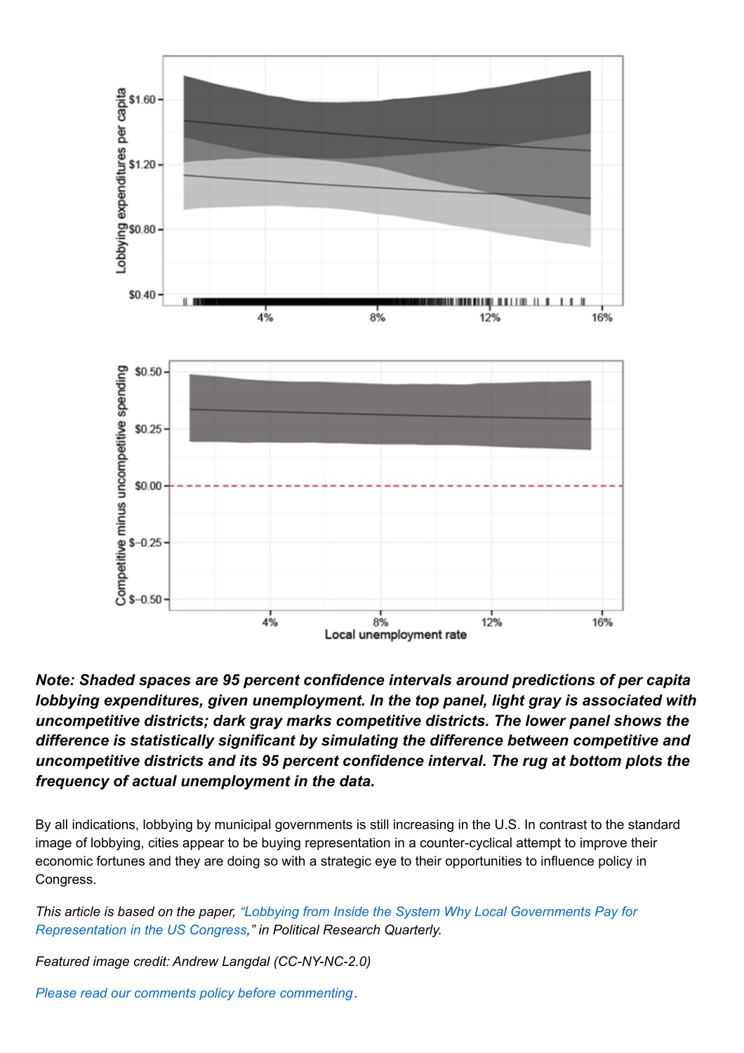***Note: Shaded spaces are 95 percent confidence intervals around predictions of per capita lobbying expenditures, given unemployment. In the top panel, light gray is associated with uncompetitive districts; dark gray marks competitive districts. The lower panel shows the difference is statistically significant by simulating the difference between competitive and uncompetitive districts and its 95 percent confidence interval. The rug at bottom plots the frequency of actual unemployment in the data.***

By all indications, lobbying by municipal governments is still increasing in the U.S. In contrast to the standard image of lobbying, cities appear to be buying representation in a counter-cyclical attempt to improve their economic fortunes and they are doing so with a strategic eye to their opportunities to influence policy in Congress.

*This article is based on the paper, "Lobbying from Inside the System Why Local Governments Pay for Representation in the US Congress," in Political Research Quarterly.*

*Featured image credit: Andrew Langdal (CC-NY-NC-2.0)*

*Please read our comments policy before commenting.*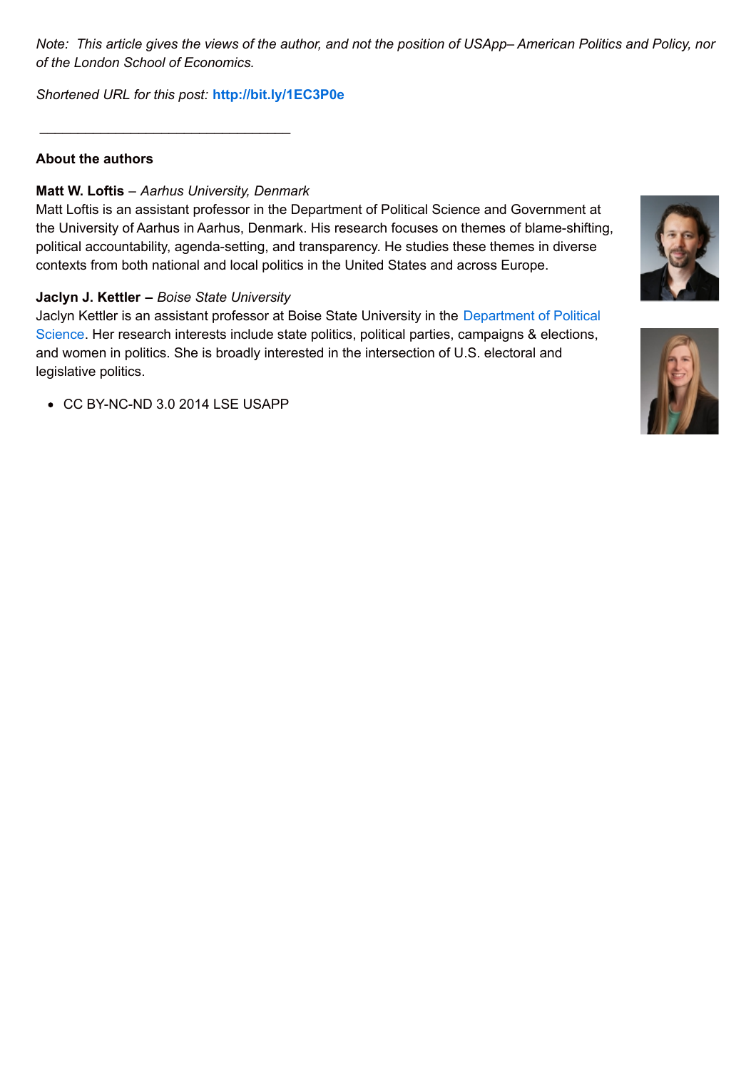*Note: This article gives the views of the author, and not the position of USApp– American Politics and Policy, nor of the London School of Economics.*

*Shortened URL for this post:* **http://bit.ly/1EC3P0e**

---

**About the authors**

**Matt W. Loftis** – *Aarhus University, Denmark*
Matt Loftis is an assistant professor in the Department of Political Science and Government at the University of Aarhus in Aarhus, Denmark. His research focuses on themes of blame-shifting, political accountability, agenda-setting, and transparency. He studies these themes in diverse contexts from both national and local politics in the United States and across Europe.

**Jaclyn J. Kettler –** *Boise State University*
Jaclyn Kettler is an assistant professor at Boise State University in the Department of Political Science. Her research interests include state politics, political parties, campaigns & elections, and women in politics. She is broadly interested in the intersection of U.S. electoral and legislative politics.

- CC BY-NC-ND 3.0 2014 LSE USAPP